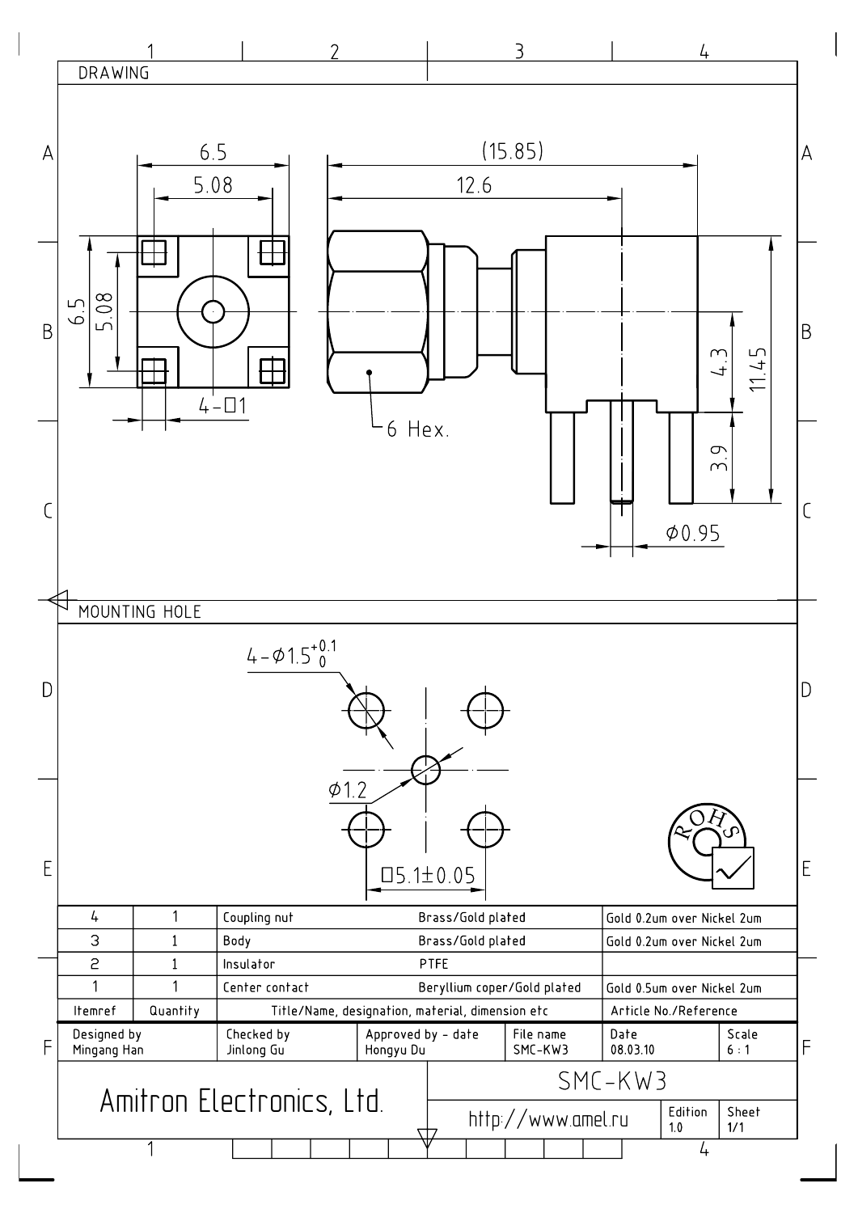## DRAWING

6.5

5.08

(15.85)

12.6

6.5

5.08

4-□1

6 Hex.

4.3

11.45

3.9

Ø0.95

## MOUNTING HOLE

4-Ø1.5 $^{+0.1}_{0}$

Ø1.2

□5.1±0.05

ROHS

| Itemref | Quantity | Title/Name, designation, material, dimension etc | | Article No./Reference |
|---|---|---|---|---|
| 4 | 1 | Coupling nut | Brass/Gold plated | Gold 0.2um over Nickel 2um |
| 3 | 1 | Body | Brass/Gold plated | Gold 0.2um over Nickel 2um |
| 2 | 1 | Insulator | PTFE | |
| 1 | 1 | Center contact | Beryllium coper/Gold plated | Gold 0.5um over Nickel 2um |

| Designed by | Checked by | Approved by - date | File name | Date | Scale |
|---|---|---|---|---|---|
| Mingang Han | Jinlong Gu | Hongyu Du | SMC-KW3 | 08.03.10 | 6 : 1 |

Amitron Electronics, Ltd.

SMC-KW3

http://www.amel.ru

Edition 1.0

Sheet 1/1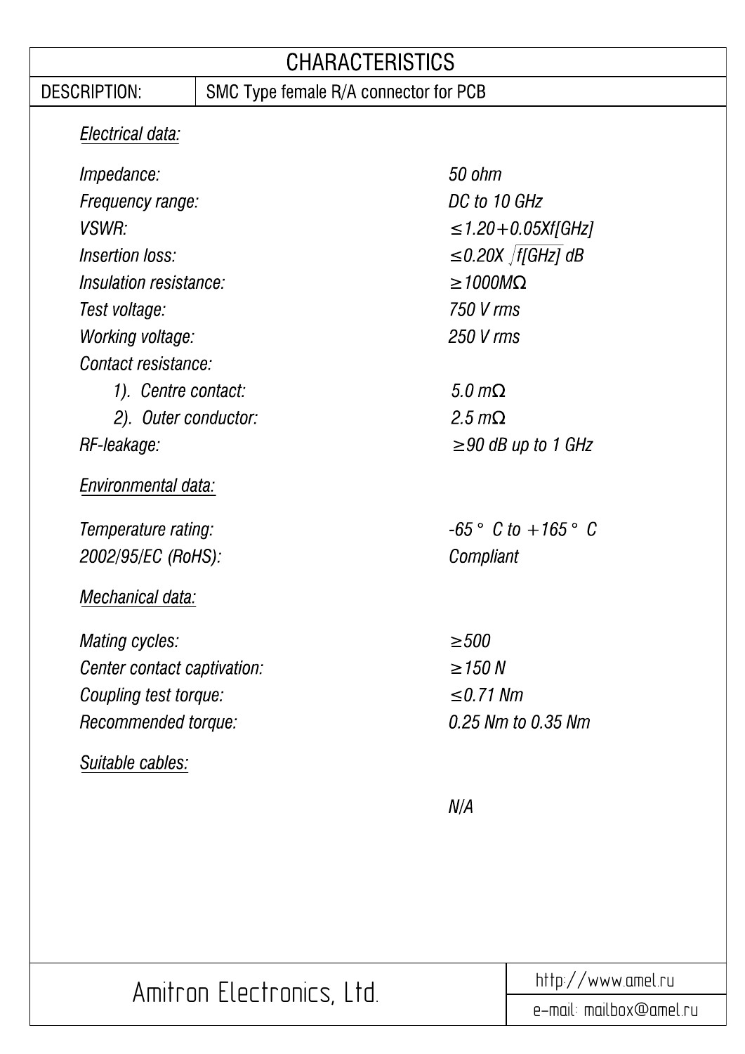# CHARACTERISTICS

| DESCRIPTION: | SMC Type female R/A connector for PCB |
| --- | --- |

*Electrical data:*

| | |
| --- | --- |
| *Impedance:* | *50 ohm* |
| *Frequency range:* | *DC to 10 GHz* |
| *VSWR:* | $\leq 1.20+0.05 \times f[GHz]$ |
| *Insertion loss:* | $\leq 0.20 \times \sqrt{f[GHz]}$ *dB* |
| *Insulation resistance:* | $\geq 1000 M\Omega$ |
| *Test voltage:* | *750 V rms* |
| *Working voltage:* | *250 V rms* |
| *Contact resistance:* | |
| *1). Centre contact:* | *5.0 m*$\Omega$ |
| *2). Outer conductor:* | *2.5 m*$\Omega$ |
| *RF-leakage:* | $\geq$*90 dB up to 1 GHz* |

*Environmental data:*

| | |
| --- | --- |
| *Temperature rating:* | *-65° C to +165° C* |
| *2002/95/EC (RoHS):* | *Compliant* |

*Mechanical data:*

| | |
| --- | --- |
| *Mating cycles:* | $\geq$*500* |
| *Center contact captivation:* | $\geq$*150 N* |
| *Coupling test torque:* | $\leq$*0.71 Nm* |
| *Recommended torque:* | *0.25 Nm to 0.35 Nm* |

*Suitable cables:*

*N/A*

Amitron Electronics, Ltd.

http://www.amel.ru

e-mail: mailbox@amel.ru